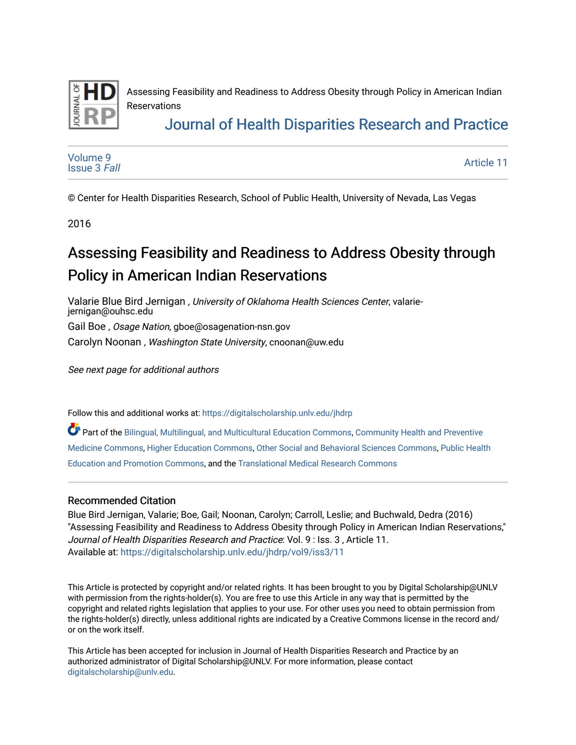Assessing Feasibility and Readiness to Address Obesity through Policy in American Indian Reservations

Journal of Health Disparities Research and Practice

Volume 9
Issue 3 *Fall*

Article 11

© Center for Health Disparities Research, School of Public Health, University of Nevada, Las Vegas

2016

# Assessing Feasibility and Readiness to Address Obesity through Policy in American Indian Reservations

Valarie Blue Bird Jernigan , *University of Oklahoma Health Sciences Center*, valarie-jernigan@ouhsc.edu

Gail Boe , *Osage Nation*, gboe@osagenation-nsn.gov

Carolyn Noonan , *Washington State University*, cnoonan@uw.edu

*See next page for additional authors*

Follow this and additional works at: https://digitalscholarship.unlv.edu/jhdrp

Part of the Bilingual, Multilingual, and Multicultural Education Commons, Community Health and Preventive Medicine Commons, Higher Education Commons, Other Social and Behavioral Sciences Commons, Public Health Education and Promotion Commons, and the Translational Medical Research Commons

## Recommended Citation

Blue Bird Jernigan, Valarie; Boe, Gail; Noonan, Carolyn; Carroll, Leslie; and Buchwald, Dedra (2016) "Assessing Feasibility and Readiness to Address Obesity through Policy in American Indian Reservations," *Journal of Health Disparities Research and Practice*: Vol. 9 : Iss. 3 , Article 11.
Available at: https://digitalscholarship.unlv.edu/jhdrp/vol9/iss3/11

This Article is protected by copyright and/or related rights. It has been brought to you by Digital Scholarship@UNLV with permission from the rights-holder(s). You are free to use this Article in any way that is permitted by the copyright and related rights legislation that applies to your use. For other uses you need to obtain permission from the rights-holder(s) directly, unless additional rights are indicated by a Creative Commons license in the record and/or on the work itself.

This Article has been accepted for inclusion in Journal of Health Disparities Research and Practice by an authorized administrator of Digital Scholarship@UNLV. For more information, please contact digitalscholarship@unlv.edu.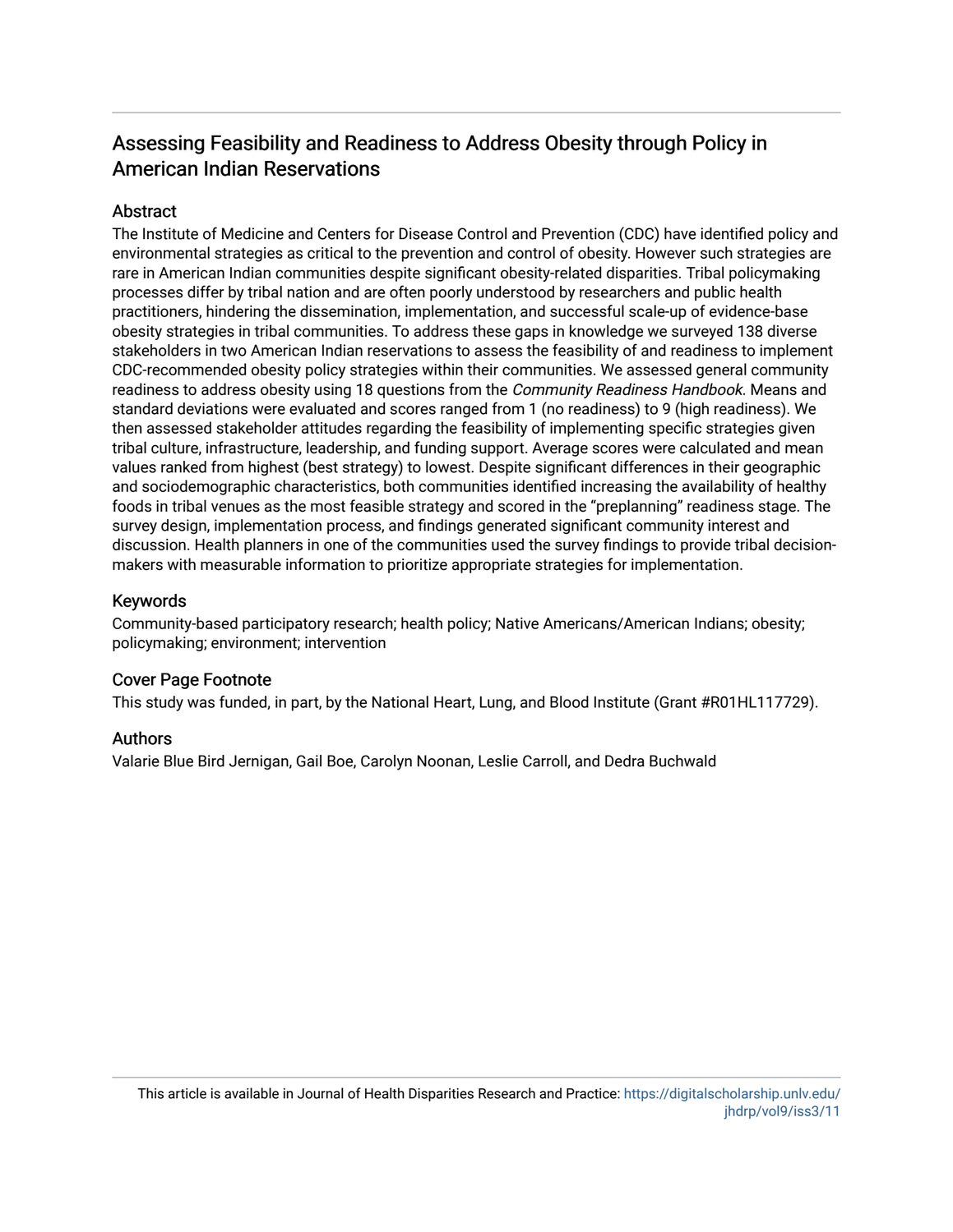# Assessing Feasibility and Readiness to Address Obesity through Policy in American Indian Reservations

## Abstract

The Institute of Medicine and Centers for Disease Control and Prevention (CDC) have identified policy and environmental strategies as critical to the prevention and control of obesity. However such strategies are rare in American Indian communities despite significant obesity-related disparities. Tribal policymaking processes differ by tribal nation and are often poorly understood by researchers and public health practitioners, hindering the dissemination, implementation, and successful scale-up of evidence-base obesity strategies in tribal communities. To address these gaps in knowledge we surveyed 138 diverse stakeholders in two American Indian reservations to assess the feasibility of and readiness to implement CDC-recommended obesity policy strategies within their communities. We assessed general community readiness to address obesity using 18 questions from the *Community Readiness Handbook*. Means and standard deviations were evaluated and scores ranged from 1 (no readiness) to 9 (high readiness). We then assessed stakeholder attitudes regarding the feasibility of implementing specific strategies given tribal culture, infrastructure, leadership, and funding support. Average scores were calculated and mean values ranked from highest (best strategy) to lowest. Despite significant differences in their geographic and sociodemographic characteristics, both communities identified increasing the availability of healthy foods in tribal venues as the most feasible strategy and scored in the "preplanning" readiness stage. The survey design, implementation process, and findings generated significant community interest and discussion. Health planners in one of the communities used the survey findings to provide tribal decision-makers with measurable information to prioritize appropriate strategies for implementation.

## Keywords

Community-based participatory research; health policy; Native Americans/American Indians; obesity; policymaking; environment; intervention

## Cover Page Footnote

This study was funded, in part, by the National Heart, Lung, and Blood Institute (Grant #R01HL117729).

## Authors

Valarie Blue Bird Jernigan, Gail Boe, Carolyn Noonan, Leslie Carroll, and Dedra Buchwald

This article is available in Journal of Health Disparities Research and Practice: https://digitalscholarship.unlv.edu/jhdrp/vol9/iss3/11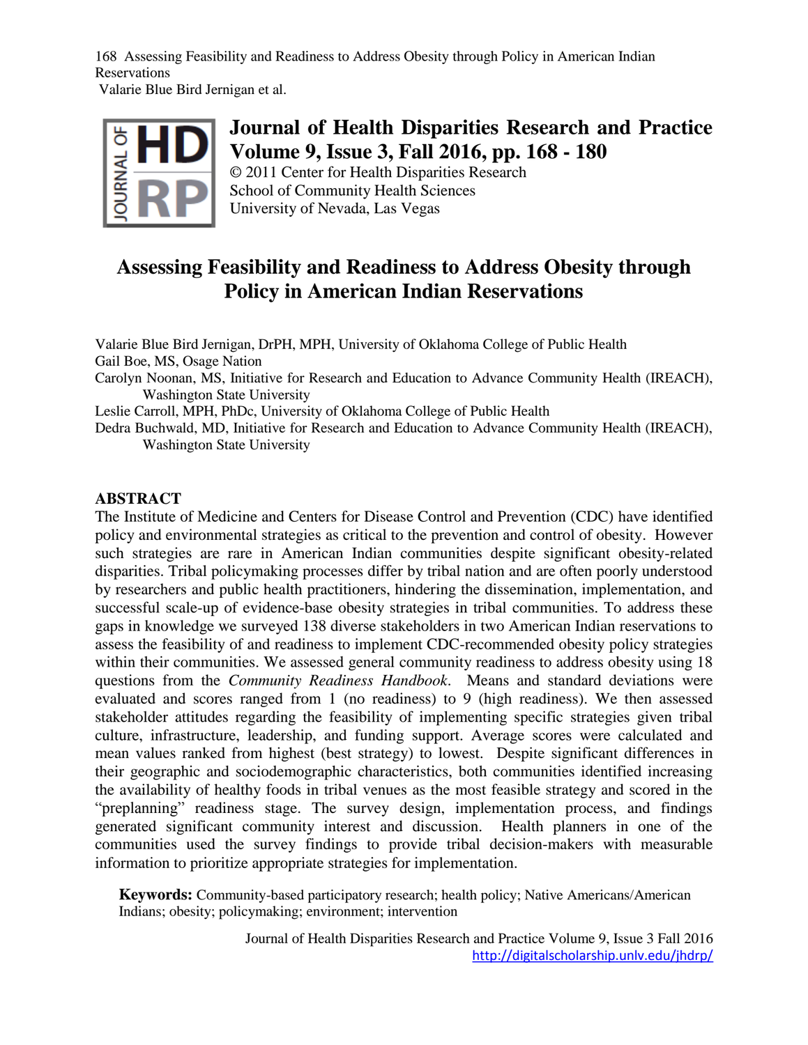# Journal of Health Disparities Research and Practice
# Volume 9, Issue 3, Fall 2016, pp. 168 - 180

© 2011 Center for Health Disparities Research
School of Community Health Sciences
University of Nevada, Las Vegas

# Assessing Feasibility and Readiness to Address Obesity through Policy in American Indian Reservations

Valarie Blue Bird Jernigan, DrPH, MPH, University of Oklahoma College of Public Health
Gail Boe, MS, Osage Nation
Carolyn Noonan, MS, Initiative for Research and Education to Advance Community Health (IREACH), Washington State University
Leslie Carroll, MPH, PhDc, University of Oklahoma College of Public Health
Dedra Buchwald, MD, Initiative for Research and Education to Advance Community Health (IREACH), Washington State University

## ABSTRACT

The Institute of Medicine and Centers for Disease Control and Prevention (CDC) have identified policy and environmental strategies as critical to the prevention and control of obesity. However such strategies are rare in American Indian communities despite significant obesity-related disparities. Tribal policymaking processes differ by tribal nation and are often poorly understood by researchers and public health practitioners, hindering the dissemination, implementation, and successful scale-up of evidence-base obesity strategies in tribal communities. To address these gaps in knowledge we surveyed 138 diverse stakeholders in two American Indian reservations to assess the feasibility of and readiness to implement CDC-recommended obesity policy strategies within their communities. We assessed general community readiness to address obesity using 18 questions from the *Community Readiness Handbook*. Means and standard deviations were evaluated and scores ranged from 1 (no readiness) to 9 (high readiness). We then assessed stakeholder attitudes regarding the feasibility of implementing specific strategies given tribal culture, infrastructure, leadership, and funding support. Average scores were calculated and mean values ranked from highest (best strategy) to lowest. Despite significant differences in their geographic and sociodemographic characteristics, both communities identified increasing the availability of healthy foods in tribal venues as the most feasible strategy and scored in the "preplanning" readiness stage. The survey design, implementation process, and findings generated significant community interest and discussion. Health planners in one of the communities used the survey findings to provide tribal decision-makers with measurable information to prioritize appropriate strategies for implementation.

**Keywords:** Community-based participatory research; health policy; Native Americans/American Indians; obesity; policymaking; environment; intervention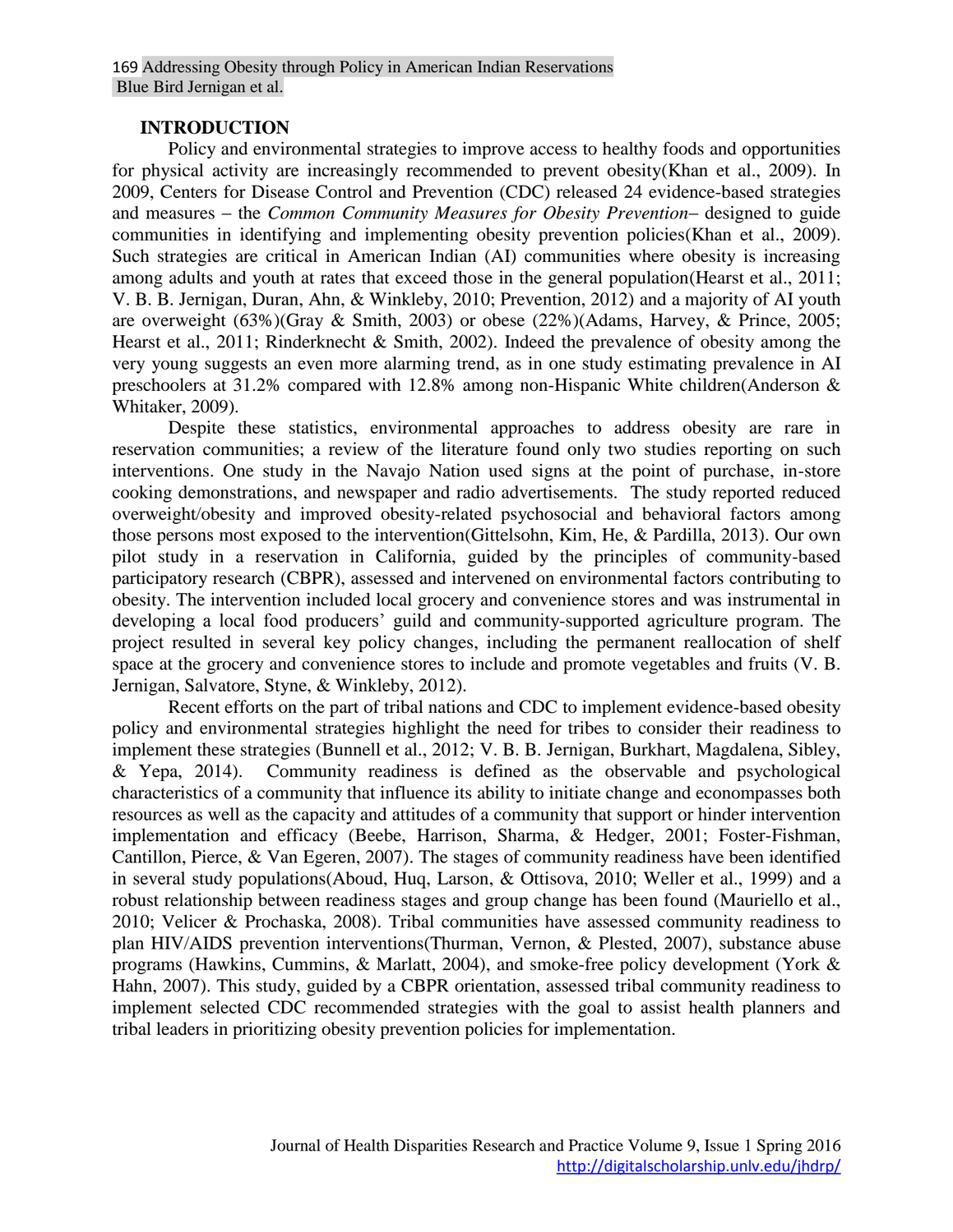## INTRODUCTION

Policy and environmental strategies to improve access to healthy foods and opportunities for physical activity are increasingly recommended to prevent obesity(Khan et al., 2009). In 2009, Centers for Disease Control and Prevention (CDC) released 24 evidence-based strategies and measures – the *Common Community Measures for Obesity Prevention*– designed to guide communities in identifying and implementing obesity prevention policies(Khan et al., 2009). Such strategies are critical in American Indian (AI) communities where obesity is increasing among adults and youth at rates that exceed those in the general population(Hearst et al., 2011; V. B. B. Jernigan, Duran, Ahn, & Winkleby, 2010; Prevention, 2012) and a majority of AI youth are overweight (63%)(Gray & Smith, 2003) or obese (22%)(Adams, Harvey, & Prince, 2005; Hearst et al., 2011; Rinderknecht & Smith, 2002). Indeed the prevalence of obesity among the very young suggests an even more alarming trend, as in one study estimating prevalence in AI preschoolers at 31.2% compared with 12.8% among non-Hispanic White children(Anderson & Whitaker, 2009).

Despite these statistics, environmental approaches to address obesity are rare in reservation communities; a review of the literature found only two studies reporting on such interventions. One study in the Navajo Nation used signs at the point of purchase, in-store cooking demonstrations, and newspaper and radio advertisements. The study reported reduced overweight/obesity and improved obesity-related psychosocial and behavioral factors among those persons most exposed to the intervention(Gittelsohn, Kim, He, & Pardilla, 2013). Our own pilot study in a reservation in California, guided by the principles of community-based participatory research (CBPR), assessed and intervened on environmental factors contributing to obesity. The intervention included local grocery and convenience stores and was instrumental in developing a local food producers' guild and community-supported agriculture program. The project resulted in several key policy changes, including the permanent reallocation of shelf space at the grocery and convenience stores to include and promote vegetables and fruits (V. B. Jernigan, Salvatore, Styne, & Winkleby, 2012).

Recent efforts on the part of tribal nations and CDC to implement evidence-based obesity policy and environmental strategies highlight the need for tribes to consider their readiness to implement these strategies (Bunnell et al., 2012; V. B. B. Jernigan, Burkhart, Magdalena, Sibley, & Yepa, 2014). Community readiness is defined as the observable and psychological characteristics of a community that influence its ability to initiate change and econompasses both resources as well as the capacity and attitudes of a community that support or hinder intervention implementation and efficacy (Beebe, Harrison, Sharma, & Hedger, 2001; Foster-Fishman, Cantillon, Pierce, & Van Egeren, 2007). The stages of community readiness have been identified in several study populations(Aboud, Huq, Larson, & Ottisova, 2010; Weller et al., 1999) and a robust relationship between readiness stages and group change has been found (Mauriello et al., 2010; Velicer & Prochaska, 2008). Tribal communities have assessed community readiness to plan HIV/AIDS prevention interventions(Thurman, Vernon, & Plested, 2007), substance abuse programs (Hawkins, Cummins, & Marlatt, 2004), and smoke-free policy development (York & Hahn, 2007). This study, guided by a CBPR orientation, assessed tribal community readiness to implement selected CDC recommended strategies with the goal to assist health planners and tribal leaders in prioritizing obesity prevention policies for implementation.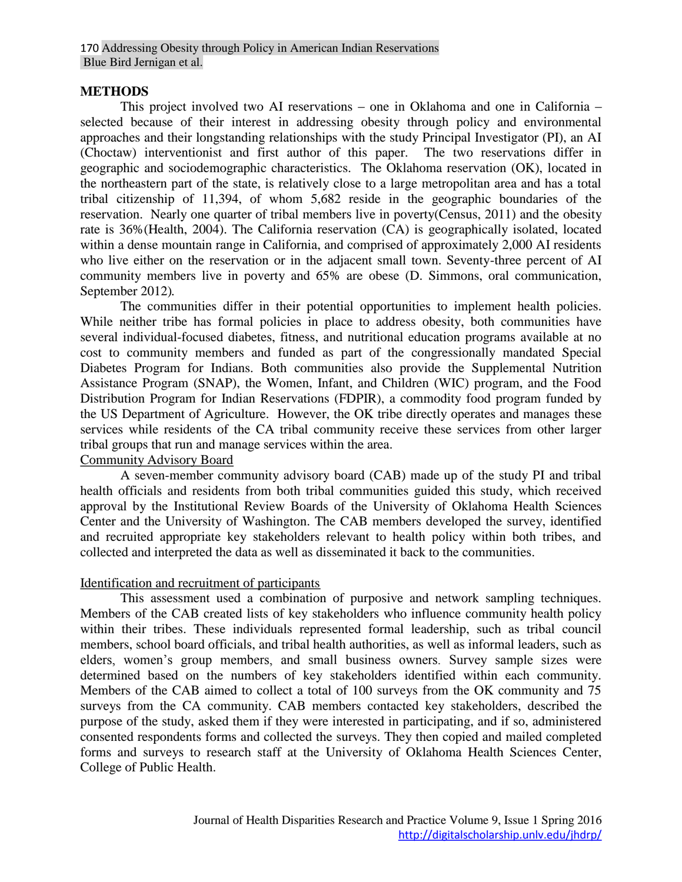## METHODS

This project involved two AI reservations – one in Oklahoma and one in California – selected because of their interest in addressing obesity through policy and environmental approaches and their longstanding relationships with the study Principal Investigator (PI), an AI (Choctaw) interventionist and first author of this paper. The two reservations differ in geographic and sociodemographic characteristics. The Oklahoma reservation (OK), located in the northeastern part of the state, is relatively close to a large metropolitan area and has a total tribal citizenship of 11,394, of whom 5,682 reside in the geographic boundaries of the reservation. Nearly one quarter of tribal members live in poverty(Census, 2011) and the obesity rate is 36%(Health, 2004). The California reservation (CA) is geographically isolated, located within a dense mountain range in California, and comprised of approximately 2,000 AI residents who live either on the reservation or in the adjacent small town. Seventy-three percent of AI community members live in poverty and 65% are obese (D. Simmons, oral communication, September 2012).

The communities differ in their potential opportunities to implement health policies. While neither tribe has formal policies in place to address obesity, both communities have several individual-focused diabetes, fitness, and nutritional education programs available at no cost to community members and funded as part of the congressionally mandated Special Diabetes Program for Indians. Both communities also provide the Supplemental Nutrition Assistance Program (SNAP), the Women, Infant, and Children (WIC) program, and the Food Distribution Program for Indian Reservations (FDPIR), a commodity food program funded by the US Department of Agriculture. However, the OK tribe directly operates and manages these services while residents of the CA tribal community receive these services from other larger tribal groups that run and manage services within the area.

### Community Advisory Board

A seven-member community advisory board (CAB) made up of the study PI and tribal health officials and residents from both tribal communities guided this study, which received approval by the Institutional Review Boards of the University of Oklahoma Health Sciences Center and the University of Washington. The CAB members developed the survey, identified and recruited appropriate key stakeholders relevant to health policy within both tribes, and collected and interpreted the data as well as disseminated it back to the communities.

### Identification and recruitment of participants

This assessment used a combination of purposive and network sampling techniques. Members of the CAB created lists of key stakeholders who influence community health policy within their tribes. These individuals represented formal leadership, such as tribal council members, school board officials, and tribal health authorities, as well as informal leaders, such as elders, women's group members, and small business owners. Survey sample sizes were determined based on the numbers of key stakeholders identified within each community. Members of the CAB aimed to collect a total of 100 surveys from the OK community and 75 surveys from the CA community. CAB members contacted key stakeholders, described the purpose of the study, asked them if they were interested in participating, and if so, administered consented respondents forms and collected the surveys. They then copied and mailed completed forms and surveys to research staff at the University of Oklahoma Health Sciences Center, College of Public Health.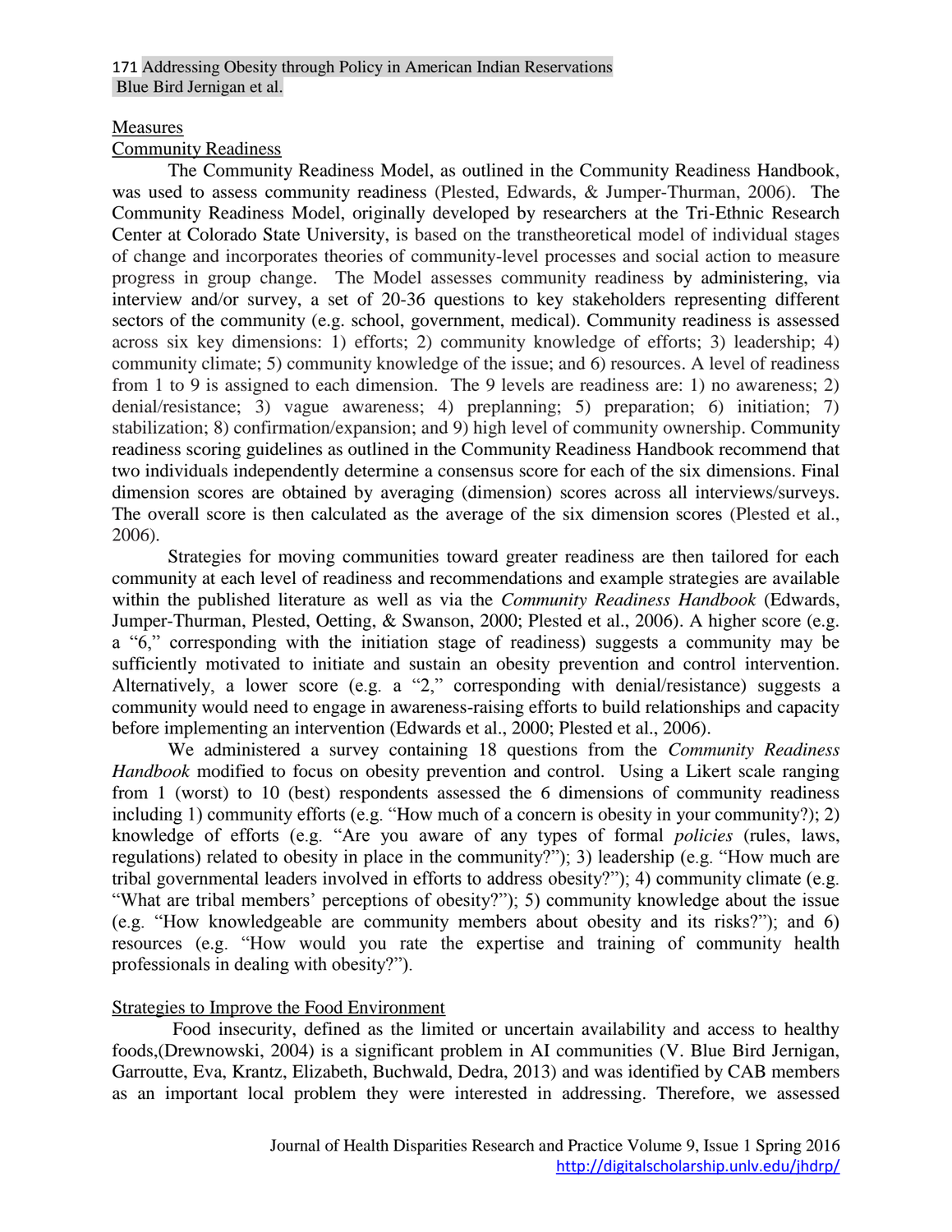## Measures

### Community Readiness

The Community Readiness Model, as outlined in the Community Readiness Handbook, was used to assess community readiness (Plested, Edwards, & Jumper-Thurman, 2006). The Community Readiness Model, originally developed by researchers at the Tri-Ethnic Research Center at Colorado State University, is based on the transtheoretical model of individual stages of change and incorporates theories of community-level processes and social action to measure progress in group change. The Model assesses community readiness by administering, via interview and/or survey, a set of 20-36 questions to key stakeholders representing different sectors of the community (e.g. school, government, medical). Community readiness is assessed across six key dimensions: 1) efforts; 2) community knowledge of efforts; 3) leadership; 4) community climate; 5) community knowledge of the issue; and 6) resources. A level of readiness from 1 to 9 is assigned to each dimension. The 9 levels are readiness are: 1) no awareness; 2) denial/resistance; 3) vague awareness; 4) preplanning; 5) preparation; 6) initiation; 7) stabilization; 8) confirmation/expansion; and 9) high level of community ownership. Community readiness scoring guidelines as outlined in the Community Readiness Handbook recommend that two individuals independently determine a consensus score for each of the six dimensions. Final dimension scores are obtained by averaging (dimension) scores across all interviews/surveys. The overall score is then calculated as the average of the six dimension scores (Plested et al., 2006).

Strategies for moving communities toward greater readiness are then tailored for each community at each level of readiness and recommendations and example strategies are available within the published literature as well as via the *Community Readiness Handbook* (Edwards, Jumper-Thurman, Plested, Oetting, & Swanson, 2000; Plested et al., 2006). A higher score (e.g. a "6," corresponding with the initiation stage of readiness) suggests a community may be sufficiently motivated to initiate and sustain an obesity prevention and control intervention. Alternatively, a lower score (e.g. a "2," corresponding with denial/resistance) suggests a community would need to engage in awareness-raising efforts to build relationships and capacity before implementing an intervention (Edwards et al., 2000; Plested et al., 2006).

We administered a survey containing 18 questions from the *Community Readiness Handbook* modified to focus on obesity prevention and control. Using a Likert scale ranging from 1 (worst) to 10 (best) respondents assessed the 6 dimensions of community readiness including 1) community efforts (e.g. "How much of a concern is obesity in your community?); 2) knowledge of efforts (e.g. "Are you aware of any types of formal *policies* (rules, laws, regulations) related to obesity in place in the community?"); 3) leadership (e.g. "How much are tribal governmental leaders involved in efforts to address obesity?"); 4) community climate (e.g. "What are tribal members' perceptions of obesity?"); 5) community knowledge about the issue (e.g. "How knowledgeable are community members about obesity and its risks?"); and 6) resources (e.g. "How would you rate the expertise and training of community health professionals in dealing with obesity?").

### Strategies to Improve the Food Environment

Food insecurity, defined as the limited or uncertain availability and access to healthy foods,(Drewnowski, 2004) is a significant problem in AI communities (V. Blue Bird Jernigan, Garroutte, Eva, Krantz, Elizabeth, Buchwald, Dedra, 2013) and was identified by CAB members as an important local problem they were interested in addressing. Therefore, we assessed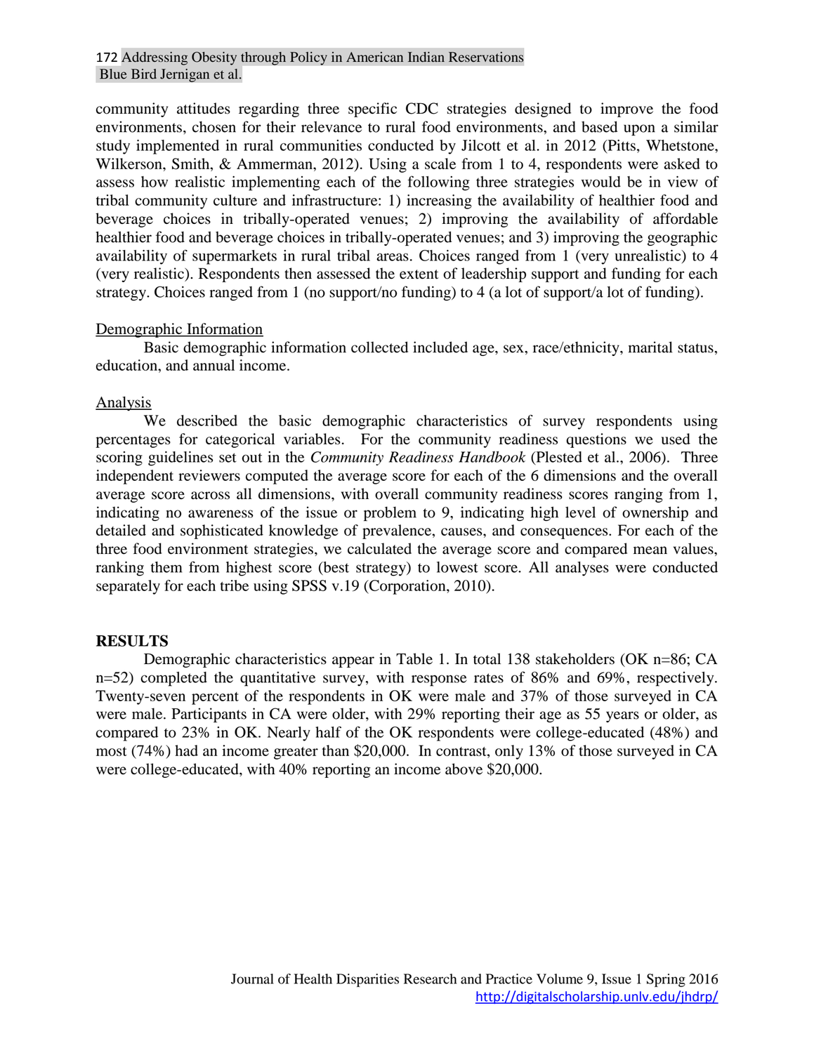community attitudes regarding three specific CDC strategies designed to improve the food environments, chosen for their relevance to rural food environments, and based upon a similar study implemented in rural communities conducted by Jilcott et al. in 2012 (Pitts, Whetstone, Wilkerson, Smith, & Ammerman, 2012). Using a scale from 1 to 4, respondents were asked to assess how realistic implementing each of the following three strategies would be in view of tribal community culture and infrastructure: 1) increasing the availability of healthier food and beverage choices in tribally-operated venues; 2) improving the availability of affordable healthier food and beverage choices in tribally-operated venues; and 3) improving the geographic availability of supermarkets in rural tribal areas. Choices ranged from 1 (very unrealistic) to 4 (very realistic). Respondents then assessed the extent of leadership support and funding for each strategy. Choices ranged from 1 (no support/no funding) to 4 (a lot of support/a lot of funding).

### Demographic Information

Basic demographic information collected included age, sex, race/ethnicity, marital status, education, and annual income.

### Analysis

We described the basic demographic characteristics of survey respondents using percentages for categorical variables. For the community readiness questions we used the scoring guidelines set out in the *Community Readiness Handbook* (Plested et al., 2006). Three independent reviewers computed the average score for each of the 6 dimensions and the overall average score across all dimensions, with overall community readiness scores ranging from 1, indicating no awareness of the issue or problem to 9, indicating high level of ownership and detailed and sophisticated knowledge of prevalence, causes, and consequences. For each of the three food environment strategies, we calculated the average score and compared mean values, ranking them from highest score (best strategy) to lowest score. All analyses were conducted separately for each tribe using SPSS v.19 (Corporation, 2010).

## RESULTS

Demographic characteristics appear in Table 1. In total 138 stakeholders (OK n=86; CA n=52) completed the quantitative survey, with response rates of 86% and 69%, respectively. Twenty-seven percent of the respondents in OK were male and 37% of those surveyed in CA were male. Participants in CA were older, with 29% reporting their age as 55 years or older, as compared to 23% in OK. Nearly half of the OK respondents were college-educated (48%) and most (74%) had an income greater than $20,000. In contrast, only 13% of those surveyed in CA were college-educated, with 40% reporting an income above $20,000.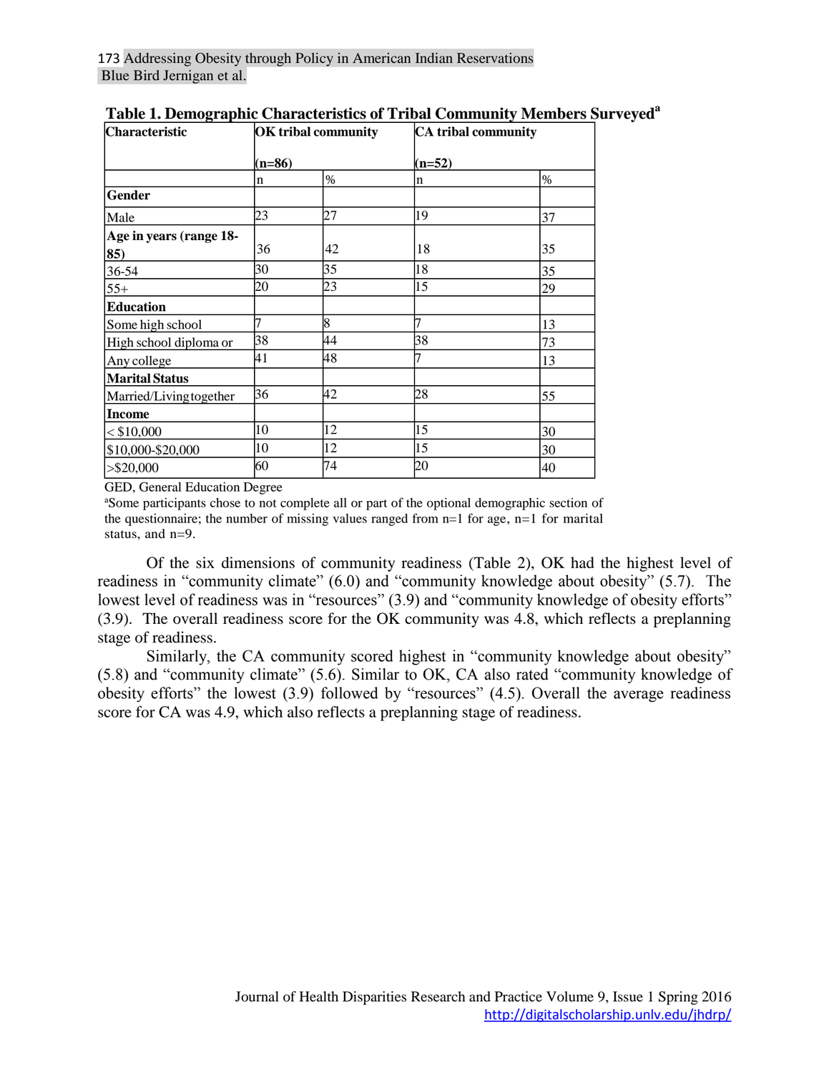**Table 1. Demographic Characteristics of Tribal Community Members Surveyed[a]**

| Characteristic | OK tribal community (n=86) | | CA tribal community (n=52) | |
|---|---|---|---|---|
| | n | % | n | % |
| **Gender** | | | | |
| Male | 23 | 27 | 19 | 37 |
| **Age in years (range 18-85)** | 36 | 42 | 18 | 35 |
| 36-54 | 30 | 35 | 18 | 35 |
| 55+ | 20 | 23 | 15 | 29 |
| **Education** | | | | |
| Some high school | 7 | 8 | 7 | 13 |
| High school diploma or | 38 | 44 | 38 | 73 |
| Any college | 41 | 48 | 7 | 13 |
| **Marital Status** | | | | |
| Married/Living together | 36 | 42 | 28 | 55 |
| **Income** | | | | |
| < $10,000 | 10 | 12 | 15 | 30 |
| $10,000-$20,000 | 10 | 12 | 15 | 30 |
| >$20,000 | 60 | 74 | 20 | 40 |

GED, General Education Degree

[a]Some participants chose to not complete all or part of the optional demographic section of the questionnaire; the number of missing values ranged from n=1 for age, n=1 for marital status, and n=9.

Of the six dimensions of community readiness (Table 2), OK had the highest level of readiness in "community climate" (6.0) and "community knowledge about obesity" (5.7). The lowest level of readiness was in "resources" (3.9) and "community knowledge of obesity efforts" (3.9). The overall readiness score for the OK community was 4.8, which reflects a preplanning stage of readiness.

Similarly, the CA community scored highest in "community knowledge about obesity" (5.8) and "community climate" (5.6). Similar to OK, CA also rated "community knowledge of obesity efforts" the lowest (3.9) followed by "resources" (4.5). Overall the average readiness score for CA was 4.9, which also reflects a preplanning stage of readiness.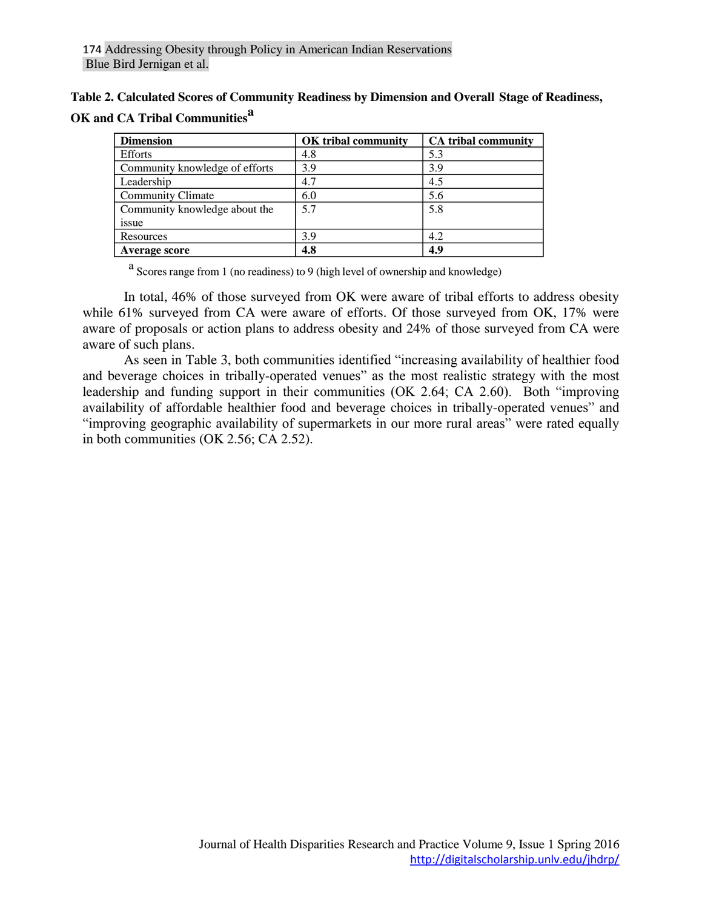**Table 2. Calculated Scores of Community Readiness by Dimension and Overall Stage of Readiness, OK and CA Tribal Communities[a]**

| Dimension | OK tribal community | CA tribal community |
|---|---|---|
| Efforts | 4.8 | 5.3 |
| Community knowledge of efforts | 3.9 | 3.9 |
| Leadership | 4.7 | 4.5 |
| Community Climate | 6.0 | 5.6 |
| Community knowledge about the issue | 5.7 | 5.8 |
| Resources | 3.9 | 4.2 |
| **Average score** | **4.8** | **4.9** |

[a] Scores range from 1 (no readiness) to 9 (high level of ownership and knowledge)

In total, 46% of those surveyed from OK were aware of tribal efforts to address obesity while 61% surveyed from CA were aware of efforts. Of those surveyed from OK, 17% were aware of proposals or action plans to address obesity and 24% of those surveyed from CA were aware of such plans.

As seen in Table 3, both communities identified "increasing availability of healthier food and beverage choices in tribally-operated venues" as the most realistic strategy with the most leadership and funding support in their communities (OK 2.64; CA 2.60). Both "improving availability of affordable healthier food and beverage choices in tribally-operated venues" and "improving geographic availability of supermarkets in our more rural areas" were rated equally in both communities (OK 2.56; CA 2.52).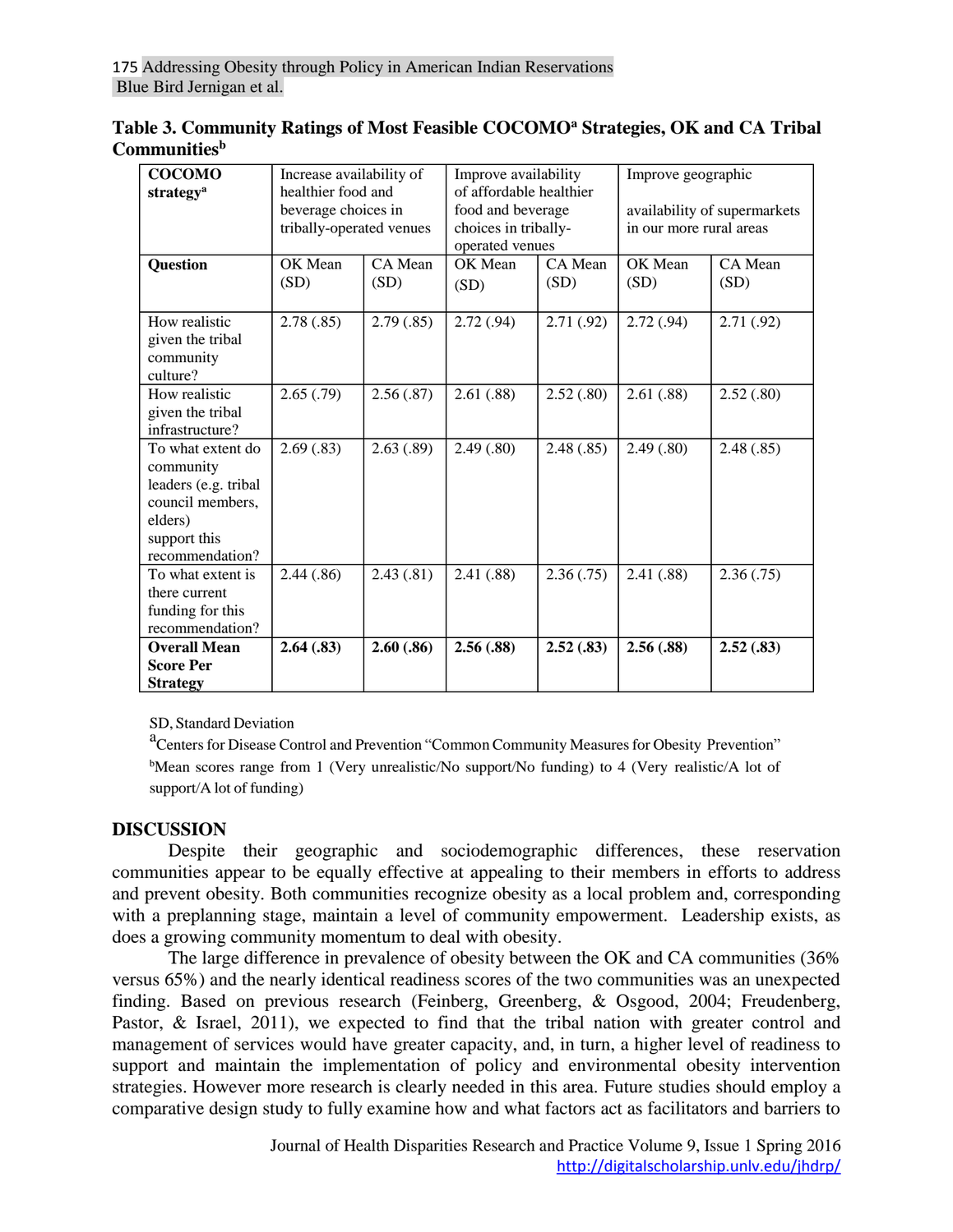**Table 3. Community Ratings of Most Feasible COCOMO[a] Strategies, OK and CA Tribal Communities[b]**

| COCOMO strategy[a] | Increase availability of healthier food and beverage choices in tribally-operated venues | | Improve availability of affordable healthier food and beverage choices in tribally-operated venues | | Improve geographic availability of supermarkets in our more rural areas | |
|---|---|---|---|---|---|---|
| **Question** | OK Mean (SD) | CA Mean (SD) | OK Mean (SD) | CA Mean (SD) | OK Mean (SD) | CA Mean (SD) |
| How realistic given the tribal community culture? | 2.78 (.85) | 2.79 (.85) | 2.72 (.94) | 2.71 (.92) | 2.72 (.94) | 2.71 (.92) |
| How realistic given the tribal infrastructure? | 2.65 (.79) | 2.56 (.87) | 2.61 (.88) | 2.52 (.80) | 2.61 (.88) | 2.52 (.80) |
| To what extent do community leaders (e.g. tribal council members, elders) support this recommendation? | 2.69 (.83) | 2.63 (.89) | 2.49 (.80) | 2.48 (.85) | 2.49 (.80) | 2.48 (.85) |
| To what extent is there current funding for this recommendation? | 2.44 (.86) | 2.43 (.81) | 2.41 (.88) | 2.36 (.75) | 2.41 (.88) | 2.36 (.75) |
| **Overall Mean Score Per Strategy** | **2.64 (.83)** | **2.60 (.86)** | **2.56 (.88)** | **2.52 (.83)** | **2.56 (.88)** | **2.52 (.83)** |

SD, Standard Deviation

[a]Centers for Disease Control and Prevention "Common Community Measures for Obesity Prevention"

[b]Mean scores range from 1 (Very unrealistic/No support/No funding) to 4 (Very realistic/A lot of support/A lot of funding)

## DISCUSSION

Despite their geographic and sociodemographic differences, these reservation communities appear to be equally effective at appealing to their members in efforts to address and prevent obesity. Both communities recognize obesity as a local problem and, corresponding with a preplanning stage, maintain a level of community empowerment. Leadership exists, as does a growing community momentum to deal with obesity.

The large difference in prevalence of obesity between the OK and CA communities (36% versus 65%) and the nearly identical readiness scores of the two communities was an unexpected finding. Based on previous research (Feinberg, Greenberg, & Osgood, 2004; Freudenberg, Pastor, & Israel, 2011), we expected to find that the tribal nation with greater control and management of services would have greater capacity, and, in turn, a higher level of readiness to support and maintain the implementation of policy and environmental obesity intervention strategies. However more research is clearly needed in this area. Future studies should employ a comparative design study to fully examine how and what factors act as facilitators and barriers to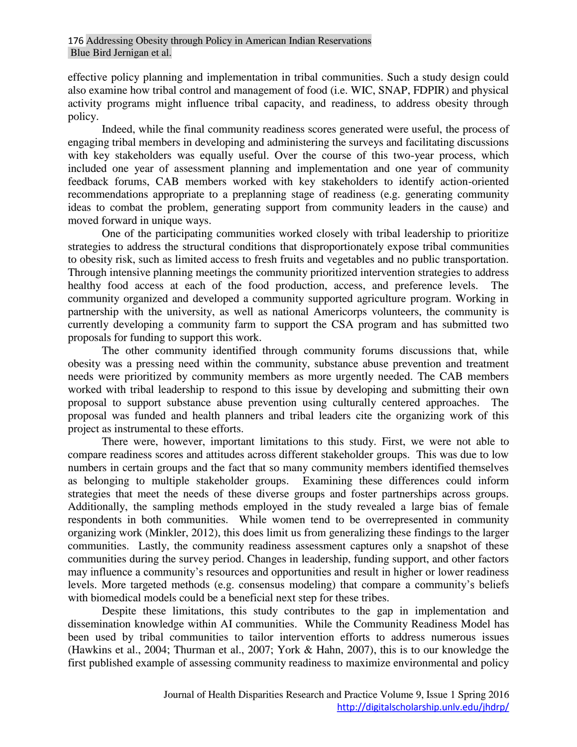effective policy planning and implementation in tribal communities. Such a study design could also examine how tribal control and management of food (i.e. WIC, SNAP, FDPIR) and physical activity programs might influence tribal capacity, and readiness, to address obesity through policy.

Indeed, while the final community readiness scores generated were useful, the process of engaging tribal members in developing and administering the surveys and facilitating discussions with key stakeholders was equally useful. Over the course of this two-year process, which included one year of assessment planning and implementation and one year of community feedback forums, CAB members worked with key stakeholders to identify action-oriented recommendations appropriate to a preplanning stage of readiness (e.g. generating community ideas to combat the problem, generating support from community leaders in the cause) and moved forward in unique ways.

One of the participating communities worked closely with tribal leadership to prioritize strategies to address the structural conditions that disproportionately expose tribal communities to obesity risk, such as limited access to fresh fruits and vegetables and no public transportation. Through intensive planning meetings the community prioritized intervention strategies to address healthy food access at each of the food production, access, and preference levels. The community organized and developed a community supported agriculture program. Working in partnership with the university, as well as national Americorps volunteers, the community is currently developing a community farm to support the CSA program and has submitted two proposals for funding to support this work.

The other community identified through community forums discussions that, while obesity was a pressing need within the community, substance abuse prevention and treatment needs were prioritized by community members as more urgently needed. The CAB members worked with tribal leadership to respond to this issue by developing and submitting their own proposal to support substance abuse prevention using culturally centered approaches. The proposal was funded and health planners and tribal leaders cite the organizing work of this project as instrumental to these efforts.

There were, however, important limitations to this study. First, we were not able to compare readiness scores and attitudes across different stakeholder groups. This was due to low numbers in certain groups and the fact that so many community members identified themselves as belonging to multiple stakeholder groups. Examining these differences could inform strategies that meet the needs of these diverse groups and foster partnerships across groups. Additionally, the sampling methods employed in the study revealed a large bias of female respondents in both communities. While women tend to be overrepresented in community organizing work (Minkler, 2012), this does limit us from generalizing these findings to the larger communities. Lastly, the community readiness assessment captures only a snapshot of these communities during the survey period. Changes in leadership, funding support, and other factors may influence a community's resources and opportunities and result in higher or lower readiness levels. More targeted methods (e.g. consensus modeling) that compare a community's beliefs with biomedical models could be a beneficial next step for these tribes.

Despite these limitations, this study contributes to the gap in implementation and dissemination knowledge within AI communities. While the Community Readiness Model has been used by tribal communities to tailor intervention efforts to address numerous issues (Hawkins et al., 2004; Thurman et al., 2007; York & Hahn, 2007), this is to our knowledge the first published example of assessing community readiness to maximize environmental and policy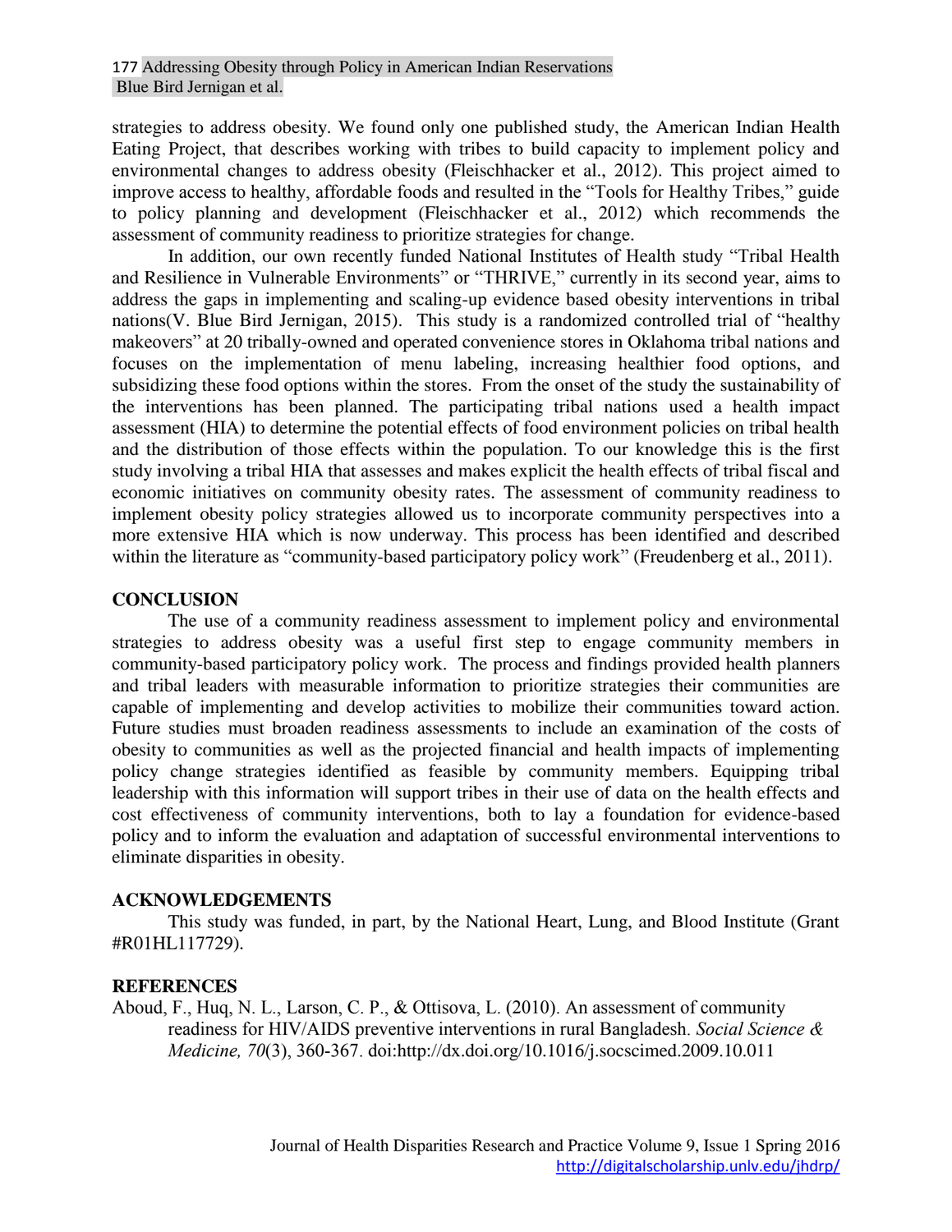strategies to address obesity. We found only one published study, the American Indian Health Eating Project, that describes working with tribes to build capacity to implement policy and environmental changes to address obesity (Fleischhacker et al., 2012). This project aimed to improve access to healthy, affordable foods and resulted in the "Tools for Healthy Tribes," guide to policy planning and development (Fleischhacker et al., 2012) which recommends the assessment of community readiness to prioritize strategies for change.

In addition, our own recently funded National Institutes of Health study "Tribal Health and Resilience in Vulnerable Environments" or "THRIVE," currently in its second year, aims to address the gaps in implementing and scaling-up evidence based obesity interventions in tribal nations(V. Blue Bird Jernigan, 2015). This study is a randomized controlled trial of "healthy makeovers" at 20 tribally-owned and operated convenience stores in Oklahoma tribal nations and focuses on the implementation of menu labeling, increasing healthier food options, and subsidizing these food options within the stores. From the onset of the study the sustainability of the interventions has been planned. The participating tribal nations used a health impact assessment (HIA) to determine the potential effects of food environment policies on tribal health and the distribution of those effects within the population. To our knowledge this is the first study involving a tribal HIA that assesses and makes explicit the health effects of tribal fiscal and economic initiatives on community obesity rates. The assessment of community readiness to implement obesity policy strategies allowed us to incorporate community perspectives into a more extensive HIA which is now underway. This process has been identified and described within the literature as "community-based participatory policy work" (Freudenberg et al., 2011).

## CONCLUSION

The use of a community readiness assessment to implement policy and environmental strategies to address obesity was a useful first step to engage community members in community-based participatory policy work. The process and findings provided health planners and tribal leaders with measurable information to prioritize strategies their communities are capable of implementing and develop activities to mobilize their communities toward action. Future studies must broaden readiness assessments to include an examination of the costs of obesity to communities as well as the projected financial and health impacts of implementing policy change strategies identified as feasible by community members. Equipping tribal leadership with this information will support tribes in their use of data on the health effects and cost effectiveness of community interventions, both to lay a foundation for evidence-based policy and to inform the evaluation and adaptation of successful environmental interventions to eliminate disparities in obesity.

## ACKNOWLEDGEMENTS

This study was funded, in part, by the National Heart, Lung, and Blood Institute (Grant #R01HL117729).

## REFERENCES

Aboud, F., Huq, N. L., Larson, C. P., & Ottisova, L. (2010). An assessment of community readiness for HIV/AIDS preventive interventions in rural Bangladesh. *Social Science & Medicine, 70*(3), 360-367. doi:http://dx.doi.org/10.1016/j.socscimed.2009.10.011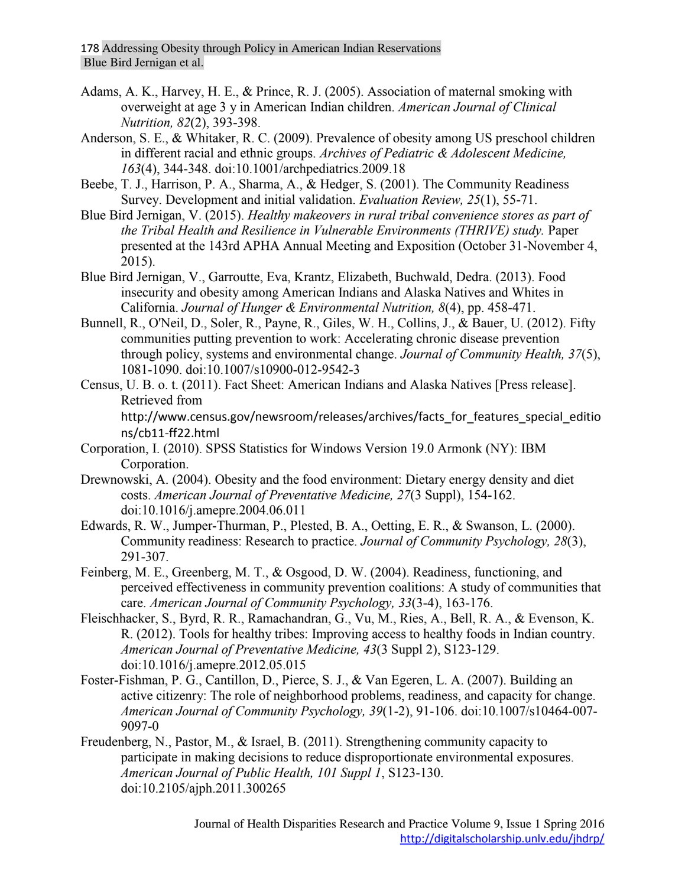Adams, A. K., Harvey, H. E., & Prince, R. J. (2005). Association of maternal smoking with overweight at age 3 y in American Indian children. *American Journal of Clinical Nutrition, 82*(2), 393-398.

Anderson, S. E., & Whitaker, R. C. (2009). Prevalence of obesity among US preschool children in different racial and ethnic groups. *Archives of Pediatric & Adolescent Medicine, 163*(4), 344-348. doi:10.1001/archpediatrics.2009.18

Beebe, T. J., Harrison, P. A., Sharma, A., & Hedger, S. (2001). The Community Readiness Survey. Development and initial validation. *Evaluation Review, 25*(1), 55-71.

Blue Bird Jernigan, V. (2015). *Healthy makeovers in rural tribal convenience stores as part of the Tribal Health and Resilience in Vulnerable Environments (THRIVE) study.* Paper presented at the 143rd APHA Annual Meeting and Exposition (October 31-November 4, 2015).

Blue Bird Jernigan, V., Garroutte, Eva, Krantz, Elizabeth, Buchwald, Dedra. (2013). Food insecurity and obesity among American Indians and Alaska Natives and Whites in California. *Journal of Hunger & Environmental Nutrition, 8*(4), pp. 458-471.

Bunnell, R., O'Neil, D., Soler, R., Payne, R., Giles, W. H., Collins, J., & Bauer, U. (2012). Fifty communities putting prevention to work: Accelerating chronic disease prevention through policy, systems and environmental change. *Journal of Community Health, 37*(5), 1081-1090. doi:10.1007/s10900-012-9542-3

Census, U. B. o. t. (2011). Fact Sheet: American Indians and Alaska Natives [Press release]. Retrieved from http://www.census.gov/newsroom/releases/archives/facts_for_features_special_editions/cb11-ff22.html

Corporation, I. (2010). SPSS Statistics for Windows Version 19.0 Armonk (NY): IBM Corporation.

Drewnowski, A. (2004). Obesity and the food environment: Dietary energy density and diet costs. *American Journal of Preventative Medicine, 27*(3 Suppl), 154-162. doi:10.1016/j.amepre.2004.06.011

Edwards, R. W., Jumper-Thurman, P., Plested, B. A., Oetting, E. R., & Swanson, L. (2000). Community readiness: Research to practice. *Journal of Community Psychology, 28*(3), 291-307.

Feinberg, M. E., Greenberg, M. T., & Osgood, D. W. (2004). Readiness, functioning, and perceived effectiveness in community prevention coalitions: A study of communities that care. *American Journal of Community Psychology, 33*(3-4), 163-176.

Fleischhacker, S., Byrd, R. R., Ramachandran, G., Vu, M., Ries, A., Bell, R. A., & Evenson, K. R. (2012). Tools for healthy tribes: Improving access to healthy foods in Indian country. *American Journal of Preventative Medicine, 43*(3 Suppl 2), S123-129. doi:10.1016/j.amepre.2012.05.015

Foster-Fishman, P. G., Cantillon, D., Pierce, S. J., & Van Egeren, L. A. (2007). Building an active citizenry: The role of neighborhood problems, readiness, and capacity for change. *American Journal of Community Psychology, 39*(1-2), 91-106. doi:10.1007/s10464-007-9097-0

Freudenberg, N., Pastor, M., & Israel, B. (2011). Strengthening community capacity to participate in making decisions to reduce disproportionate environmental exposures. *American Journal of Public Health, 101 Suppl 1*, S123-130. doi:10.2105/ajph.2011.300265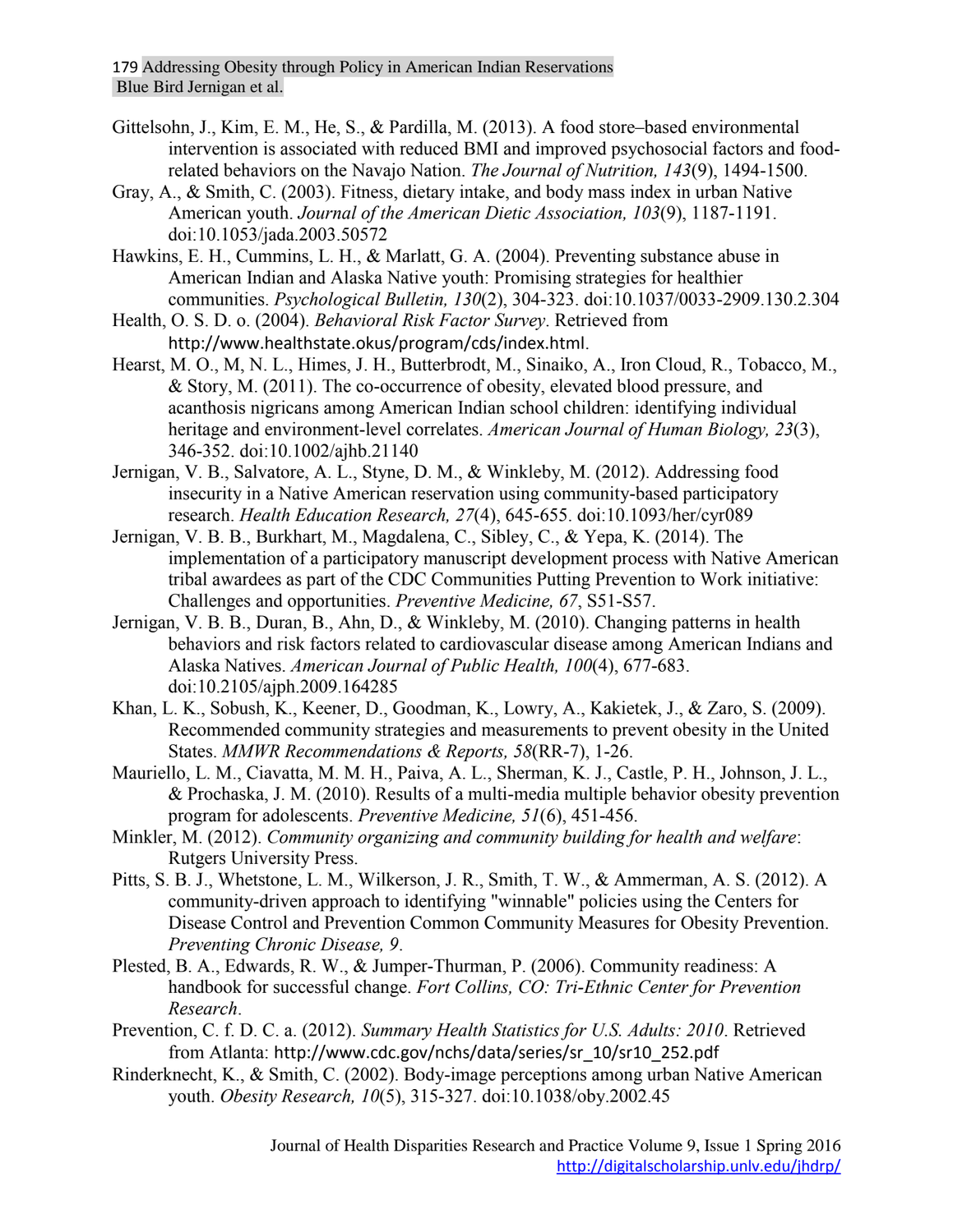Gittelsohn, J., Kim, E. M., He, S., & Pardilla, M. (2013). A food store–based environmental intervention is associated with reduced BMI and improved psychosocial factors and food-related behaviors on the Navajo Nation. *The Journal of Nutrition, 143*(9), 1494-1500.

Gray, A., & Smith, C. (2003). Fitness, dietary intake, and body mass index in urban Native American youth. *Journal of the American Dietic Association, 103*(9), 1187-1191. doi:10.1053/jada.2003.50572

Hawkins, E. H., Cummins, L. H., & Marlatt, G. A. (2004). Preventing substance abuse in American Indian and Alaska Native youth: Promising strategies for healthier communities. *Psychological Bulletin, 130*(2), 304-323. doi:10.1037/0033-2909.130.2.304

Health, O. S. D. o. (2004). *Behavioral Risk Factor Survey*. Retrieved from http://www.healthstate.okus/program/cds/index.html.

Hearst, M. O., M, N. L., Himes, J. H., Butterbrodt, M., Sinaiko, A., Iron Cloud, R., Tobacco, M., & Story, M. (2011). The co-occurrence of obesity, elevated blood pressure, and acanthosis nigricans among American Indian school children: identifying individual heritage and environment-level correlates. *American Journal of Human Biology, 23*(3), 346-352. doi:10.1002/ajhb.21140

Jernigan, V. B., Salvatore, A. L., Styne, D. M., & Winkleby, M. (2012). Addressing food insecurity in a Native American reservation using community-based participatory research. *Health Education Research, 27*(4), 645-655. doi:10.1093/her/cyr089

Jernigan, V. B. B., Burkhart, M., Magdalena, C., Sibley, C., & Yepa, K. (2014). The implementation of a participatory manuscript development process with Native American tribal awardees as part of the CDC Communities Putting Prevention to Work initiative: Challenges and opportunities. *Preventive Medicine, 67*, S51-S57.

Jernigan, V. B. B., Duran, B., Ahn, D., & Winkleby, M. (2010). Changing patterns in health behaviors and risk factors related to cardiovascular disease among American Indians and Alaska Natives. *American Journal of Public Health, 100*(4), 677-683. doi:10.2105/ajph.2009.164285

Khan, L. K., Sobush, K., Keener, D., Goodman, K., Lowry, A., Kakietek, J., & Zaro, S. (2009). Recommended community strategies and measurements to prevent obesity in the United States. *MMWR Recommendations & Reports, 58*(RR-7), 1-26.

Mauriello, L. M., Ciavatta, M. M. H., Paiva, A. L., Sherman, K. J., Castle, P. H., Johnson, J. L., & Prochaska, J. M. (2010). Results of a multi-media multiple behavior obesity prevention program for adolescents. *Preventive Medicine, 51*(6), 451-456.

Minkler, M. (2012). *Community organizing and community building for health and welfare*: Rutgers University Press.

Pitts, S. B. J., Whetstone, L. M., Wilkerson, J. R., Smith, T. W., & Ammerman, A. S. (2012). A community-driven approach to identifying "winnable" policies using the Centers for Disease Control and Prevention Common Community Measures for Obesity Prevention. *Preventing Chronic Disease, 9*.

Plested, B. A., Edwards, R. W., & Jumper-Thurman, P. (2006). Community readiness: A handbook for successful change. *Fort Collins, CO: Tri-Ethnic Center for Prevention Research*.

Prevention, C. f. D. C. a. (2012). *Summary Health Statistics for U.S. Adults: 2010*. Retrieved from Atlanta: http://www.cdc.gov/nchs/data/series/sr_10/sr10_252.pdf

Rinderknecht, K., & Smith, C. (2002). Body-image perceptions among urban Native American youth. *Obesity Research, 10*(5), 315-327. doi:10.1038/oby.2002.45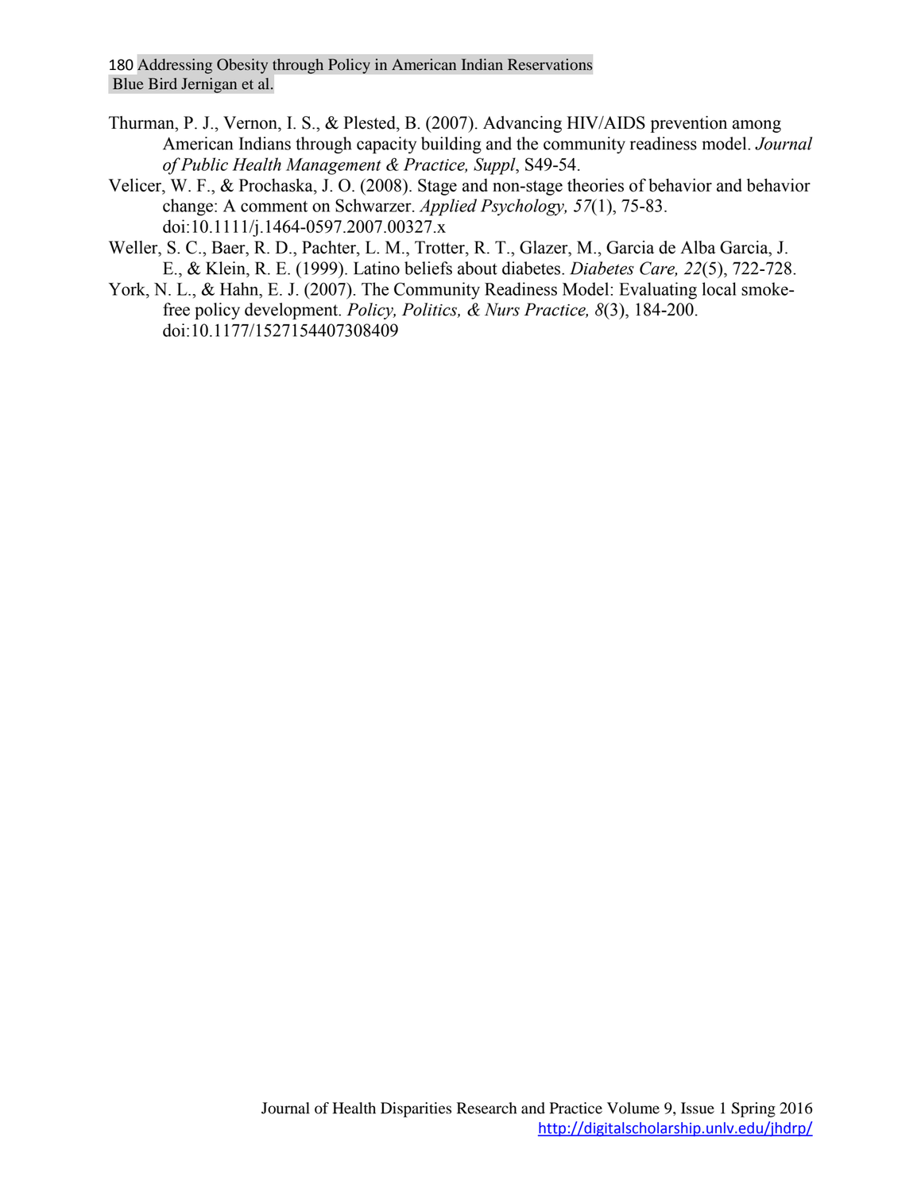Thurman, P. J., Vernon, I. S., & Plested, B. (2007). Advancing HIV/AIDS prevention among American Indians through capacity building and the community readiness model. *Journal of Public Health Management & Practice, Suppl*, S49-54.

Velicer, W. F., & Prochaska, J. O. (2008). Stage and non-stage theories of behavior and behavior change: A comment on Schwarzer. *Applied Psychology, 57*(1), 75-83. doi:10.1111/j.1464-0597.2007.00327.x

Weller, S. C., Baer, R. D., Pachter, L. M., Trotter, R. T., Glazer, M., Garcia de Alba Garcia, J. E., & Klein, R. E. (1999). Latino beliefs about diabetes. *Diabetes Care, 22*(5), 722-728.

York, N. L., & Hahn, E. J. (2007). The Community Readiness Model: Evaluating local smoke-free policy development. *Policy, Politics, & Nurs Practice, 8*(3), 184-200. doi:10.1177/1527154407308409